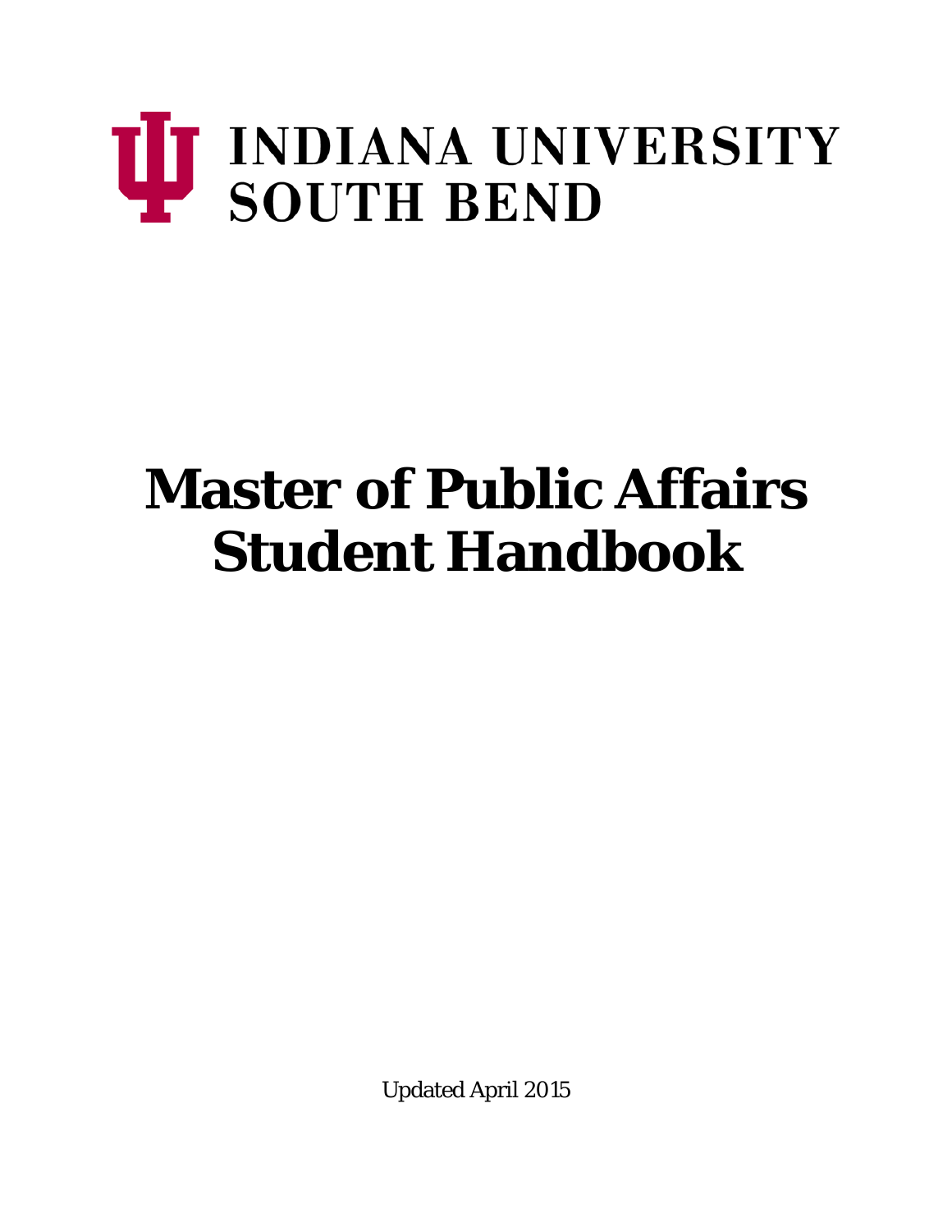INDIANA UNIVERSITY
SOUTH BEND

# Master of Public Affairs Student Handbook

Updated April 2015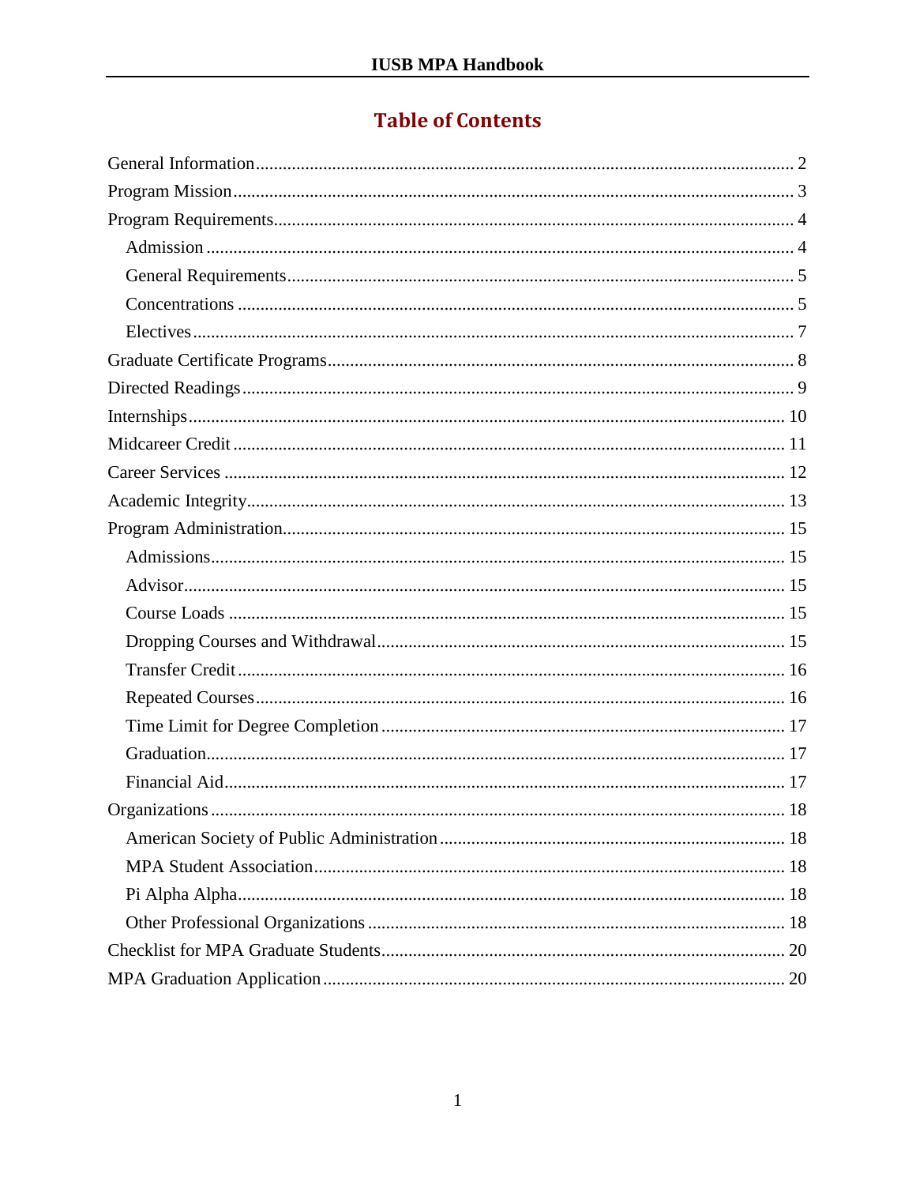# Table of Contents

- General Information ........................................................... 2
- Program Mission ........................................................... 3
- Program Requirements ........................................................... 4
  - Admission ........................................................... 4
  - General Requirements ........................................................... 5
  - Concentrations ........................................................... 5
  - Electives ........................................................... 7
- Graduate Certificate Programs ........................................................... 8
- Directed Readings ........................................................... 9
- Internships ........................................................... 10
- Midcareer Credit ........................................................... 11
- Career Services ........................................................... 12
- Academic Integrity ........................................................... 13
- Program Administration ........................................................... 15
  - Admissions ........................................................... 15
  - Advisor ........................................................... 15
  - Course Loads ........................................................... 15
  - Dropping Courses and Withdrawal ........................................................... 15
  - Transfer Credit ........................................................... 16
  - Repeated Courses ........................................................... 16
  - Time Limit for Degree Completion ........................................................... 17
  - Graduation ........................................................... 17
  - Financial Aid ........................................................... 17
- Organizations ........................................................... 18
  - American Society of Public Administration ........................................................... 18
  - MPA Student Association ........................................................... 18
  - Pi Alpha Alpha ........................................................... 18
  - Other Professional Organizations ........................................................... 18
- Checklist for MPA Graduate Students ........................................................... 20
- MPA Graduation Application ........................................................... 20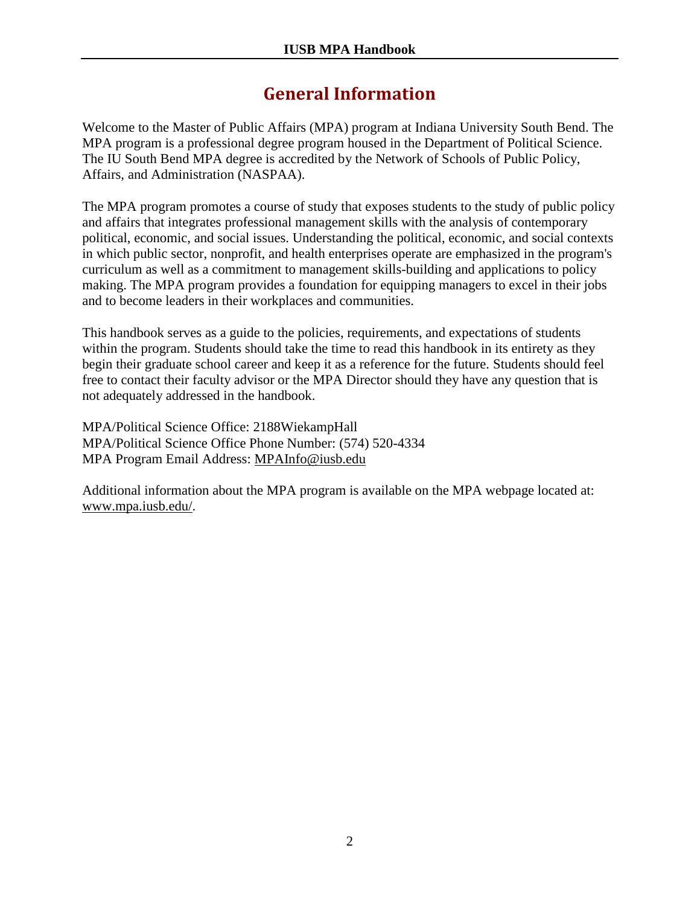# General Information

Welcome to the Master of Public Affairs (MPA) program at Indiana University South Bend. The MPA program is a professional degree program housed in the Department of Political Science. The IU South Bend MPA degree is accredited by the Network of Schools of Public Policy, Affairs, and Administration (NASPAA).

The MPA program promotes a course of study that exposes students to the study of public policy and affairs that integrates professional management skills with the analysis of contemporary political, economic, and social issues. Understanding the political, economic, and social contexts in which public sector, nonprofit, and health enterprises operate are emphasized in the program's curriculum as well as a commitment to management skills-building and applications to policy making. The MPA program provides a foundation for equipping managers to excel in their jobs and to become leaders in their workplaces and communities.

This handbook serves as a guide to the policies, requirements, and expectations of students within the program. Students should take the time to read this handbook in its entirety as they begin their graduate school career and keep it as a reference for the future. Students should feel free to contact their faculty advisor or the MPA Director should they have any question that is not adequately addressed in the handbook.

MPA/Political Science Office: 2188WiekampHall
MPA/Political Science Office Phone Number: (574) 520-4334
MPA Program Email Address: MPAInfo@iusb.edu

Additional information about the MPA program is available on the MPA webpage located at: www.mpa.iusb.edu/.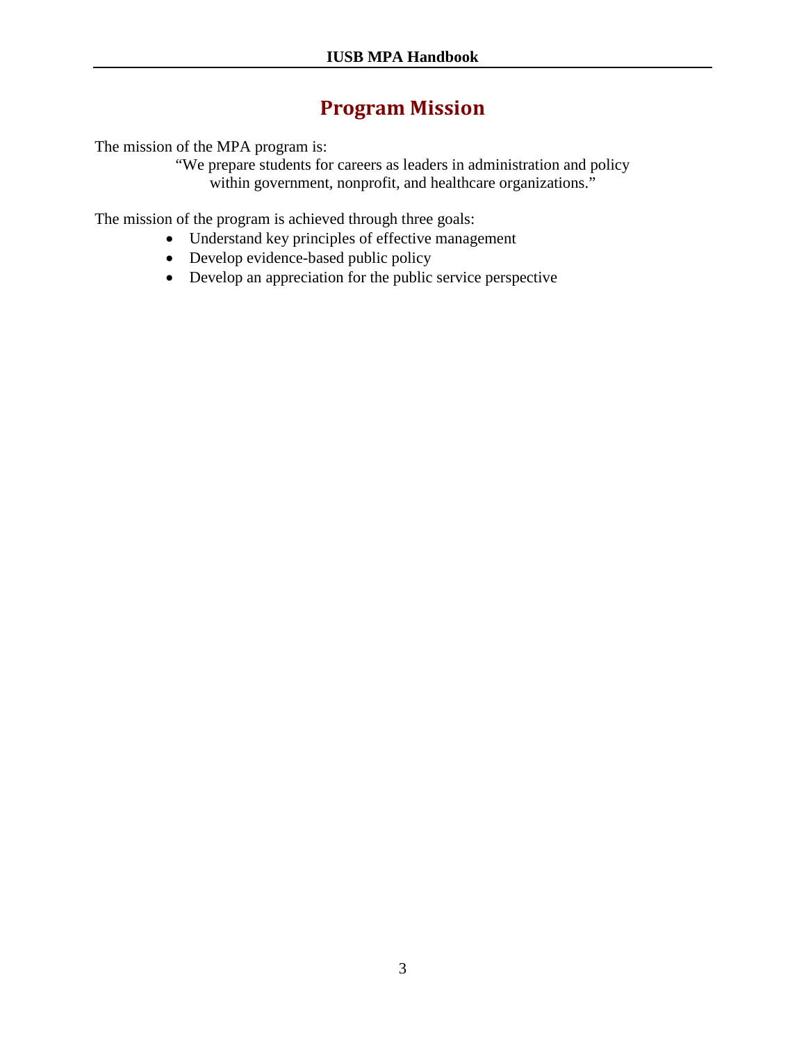# Program Mission

The mission of the MPA program is:

> "We prepare students for careers as leaders in administration and policy within government, nonprofit, and healthcare organizations."

The mission of the program is achieved through three goals:

- Understand key principles of effective management
- Develop evidence-based public policy
- Develop an appreciation for the public service perspective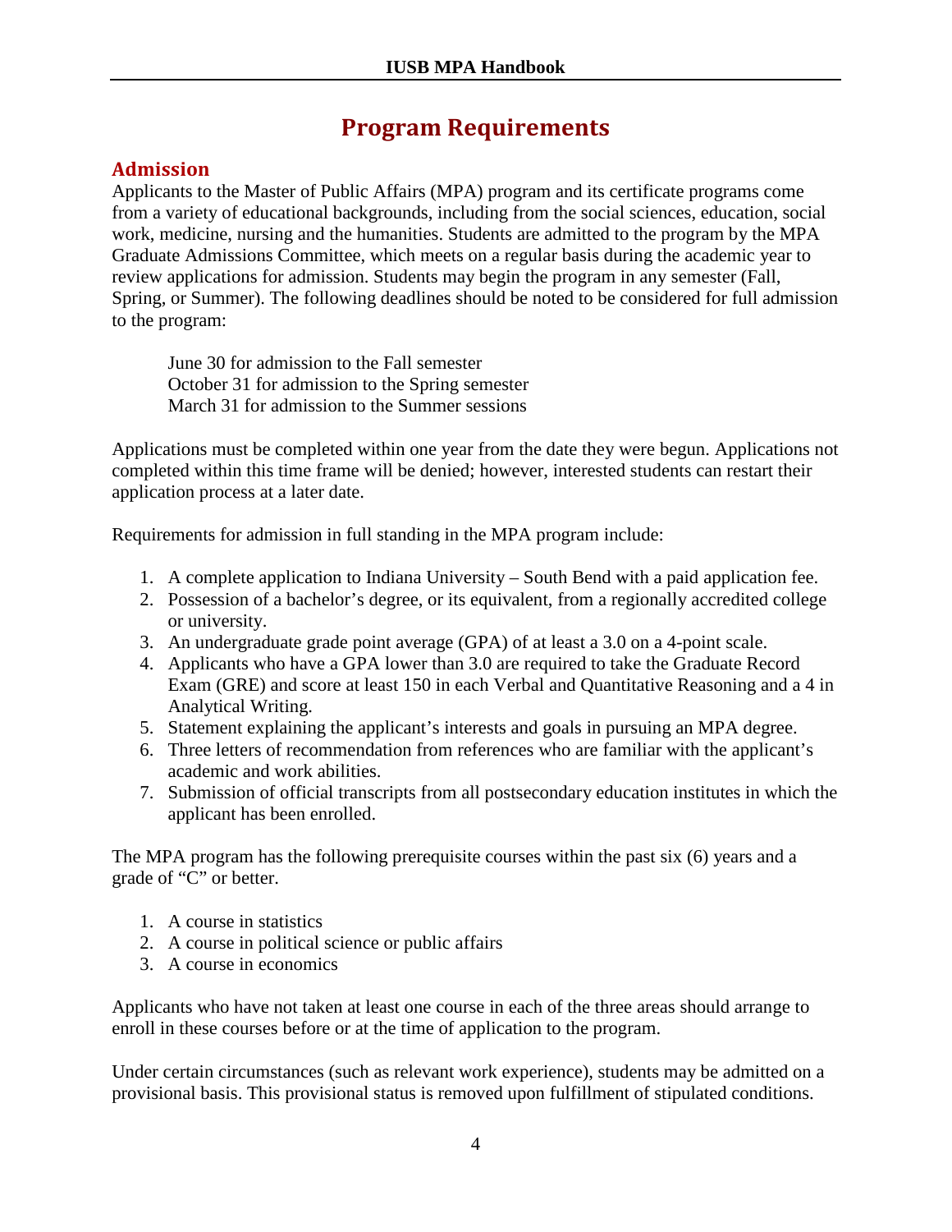# Program Requirements

## Admission

Applicants to the Master of Public Affairs (MPA) program and its certificate programs come from a variety of educational backgrounds, including from the social sciences, education, social work, medicine, nursing and the humanities. Students are admitted to the program by the MPA Graduate Admissions Committee, which meets on a regular basis during the academic year to review applications for admission. Students may begin the program in any semester (Fall, Spring, or Summer). The following deadlines should be noted to be considered for full admission to the program:

June 30 for admission to the Fall semester
October 31 for admission to the Spring semester
March 31 for admission to the Summer sessions

Applications must be completed within one year from the date they were begun. Applications not completed within this time frame will be denied; however, interested students can restart their application process at a later date.

Requirements for admission in full standing in the MPA program include:

1. A complete application to Indiana University – South Bend with a paid application fee.
2. Possession of a bachelor's degree, or its equivalent, from a regionally accredited college or university.
3. An undergraduate grade point average (GPA) of at least a 3.0 on a 4-point scale.
4. Applicants who have a GPA lower than 3.0 are required to take the Graduate Record Exam (GRE) and score at least 150 in each Verbal and Quantitative Reasoning and a 4 in Analytical Writing.
5. Statement explaining the applicant's interests and goals in pursuing an MPA degree.
6. Three letters of recommendation from references who are familiar with the applicant's academic and work abilities.
7. Submission of official transcripts from all postsecondary education institutes in which the applicant has been enrolled.

The MPA program has the following prerequisite courses within the past six (6) years and a grade of "C" or better.

1. A course in statistics
2. A course in political science or public affairs
3. A course in economics

Applicants who have not taken at least one course in each of the three areas should arrange to enroll in these courses before or at the time of application to the program.

Under certain circumstances (such as relevant work experience), students may be admitted on a provisional basis. This provisional status is removed upon fulfillment of stipulated conditions.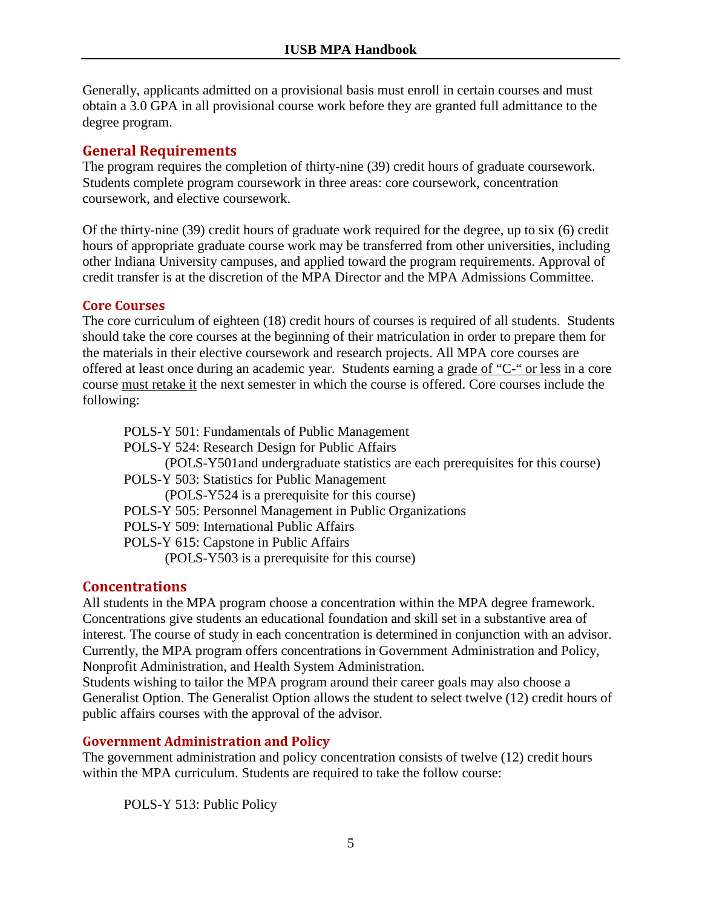Generally, applicants admitted on a provisional basis must enroll in certain courses and must obtain a 3.0 GPA in all provisional course work before they are granted full admittance to the degree program.

## General Requirements

The program requires the completion of thirty-nine (39) credit hours of graduate coursework. Students complete program coursework in three areas: core coursework, concentration coursework, and elective coursework.

Of the thirty-nine (39) credit hours of graduate work required for the degree, up to six (6) credit hours of appropriate graduate course work may be transferred from other universities, including other Indiana University campuses, and applied toward the program requirements. Approval of credit transfer is at the discretion of the MPA Director and the MPA Admissions Committee.

### Core Courses

The core curriculum of eighteen (18) credit hours of courses is required of all students. Students should take the core courses at the beginning of their matriculation in order to prepare them for the materials in their elective coursework and research projects. All MPA core courses are offered at least once during an academic year. Students earning a grade of "C-" or less in a core course must retake it the next semester in which the course is offered. Core courses include the following:

POLS-Y 501: Fundamentals of Public Management
POLS-Y 524: Research Design for Public Affairs
(POLS-Y501and undergraduate statistics are each prerequisites for this course)
POLS-Y 503: Statistics for Public Management
(POLS-Y524 is a prerequisite for this course)
POLS-Y 505: Personnel Management in Public Organizations
POLS-Y 509: International Public Affairs
POLS-Y 615: Capstone in Public Affairs
(POLS-Y503 is a prerequisite for this course)

## Concentrations

All students in the MPA program choose a concentration within the MPA degree framework. Concentrations give students an educational foundation and skill set in a substantive area of interest. The course of study in each concentration is determined in conjunction with an advisor. Currently, the MPA program offers concentrations in Government Administration and Policy, Nonprofit Administration, and Health System Administration.
Students wishing to tailor the MPA program around their career goals may also choose a Generalist Option. The Generalist Option allows the student to select twelve (12) credit hours of public affairs courses with the approval of the advisor.

### Government Administration and Policy

The government administration and policy concentration consists of twelve (12) credit hours within the MPA curriculum. Students are required to take the follow course:

POLS-Y 513: Public Policy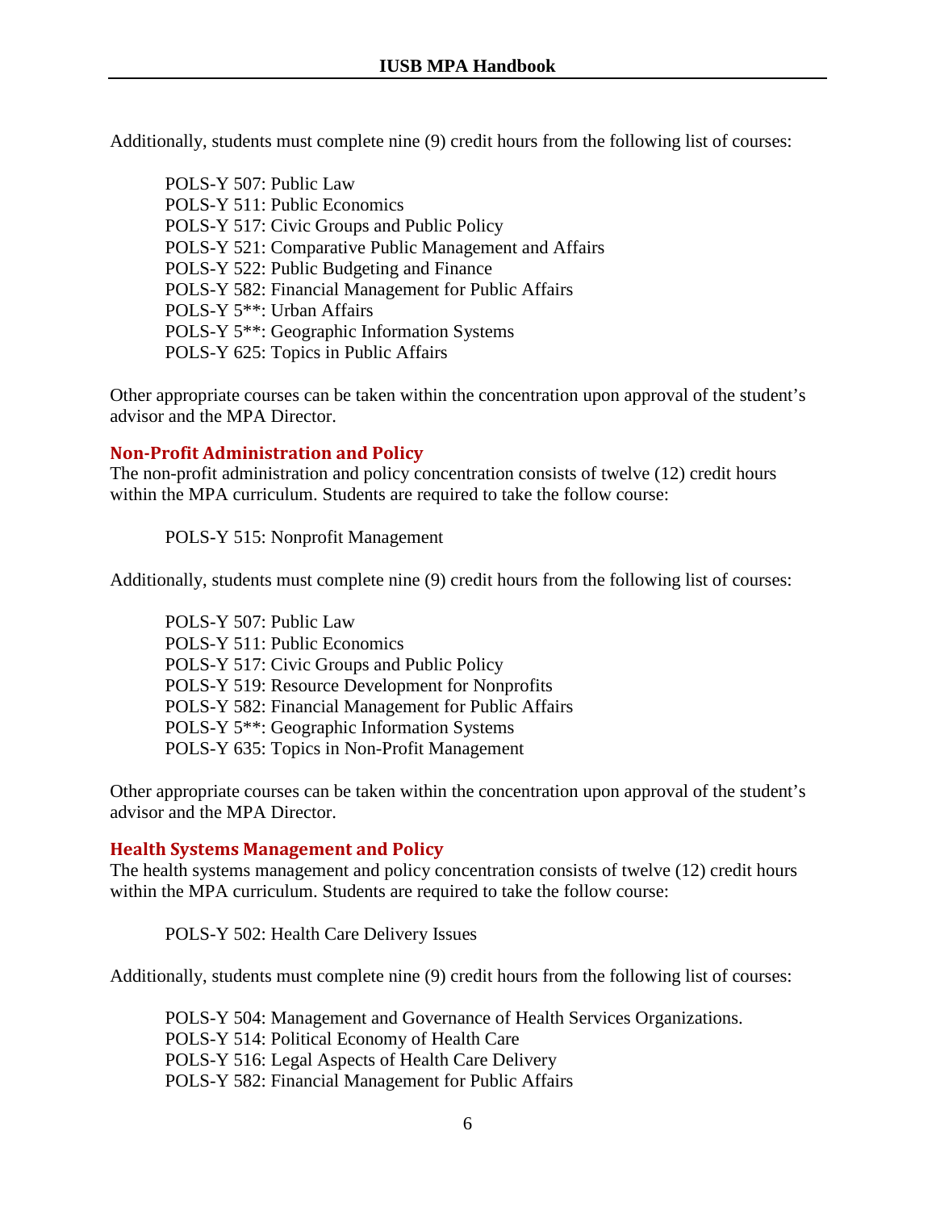Additionally, students must complete nine (9) credit hours from the following list of courses:

POLS-Y 507: Public Law
POLS-Y 511: Public Economics
POLS-Y 517: Civic Groups and Public Policy
POLS-Y 521: Comparative Public Management and Affairs
POLS-Y 522: Public Budgeting and Finance
POLS-Y 582: Financial Management for Public Affairs
POLS-Y 5**: Urban Affairs
POLS-Y 5**: Geographic Information Systems
POLS-Y 625: Topics in Public Affairs

Other appropriate courses can be taken within the concentration upon approval of the student's advisor and the MPA Director.

### Non-Profit Administration and Policy

The non-profit administration and policy concentration consists of twelve (12) credit hours within the MPA curriculum. Students are required to take the follow course:

POLS-Y 515: Nonprofit Management

Additionally, students must complete nine (9) credit hours from the following list of courses:

POLS-Y 507: Public Law
POLS-Y 511: Public Economics
POLS-Y 517: Civic Groups and Public Policy
POLS-Y 519: Resource Development for Nonprofits
POLS-Y 582: Financial Management for Public Affairs
POLS-Y 5**: Geographic Information Systems
POLS-Y 635: Topics in Non-Profit Management

Other appropriate courses can be taken within the concentration upon approval of the student's advisor and the MPA Director.

### Health Systems Management and Policy

The health systems management and policy concentration consists of twelve (12) credit hours within the MPA curriculum. Students are required to take the follow course:

POLS-Y 502: Health Care Delivery Issues

Additionally, students must complete nine (9) credit hours from the following list of courses:

POLS-Y 504: Management and Governance of Health Services Organizations.
POLS-Y 514: Political Economy of Health Care
POLS-Y 516: Legal Aspects of Health Care Delivery
POLS-Y 582: Financial Management for Public Affairs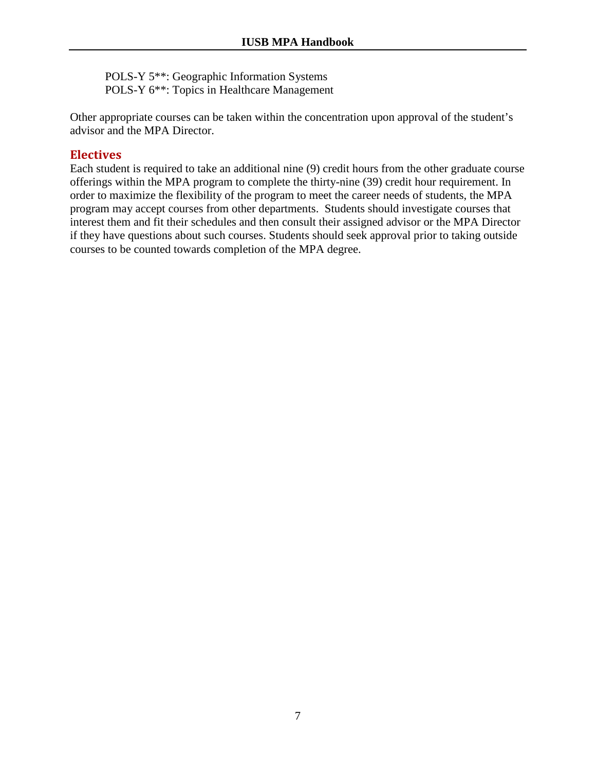POLS-Y 5**: Geographic Information Systems
POLS-Y 6**: Topics in Healthcare Management

Other appropriate courses can be taken within the concentration upon approval of the student's advisor and the MPA Director.

## Electives

Each student is required to take an additional nine (9) credit hours from the other graduate course offerings within the MPA program to complete the thirty-nine (39) credit hour requirement. In order to maximize the flexibility of the program to meet the career needs of students, the MPA program may accept courses from other departments. Students should investigate courses that interest them and fit their schedules and then consult their assigned advisor or the MPA Director if they have questions about such courses. Students should seek approval prior to taking outside courses to be counted towards completion of the MPA degree.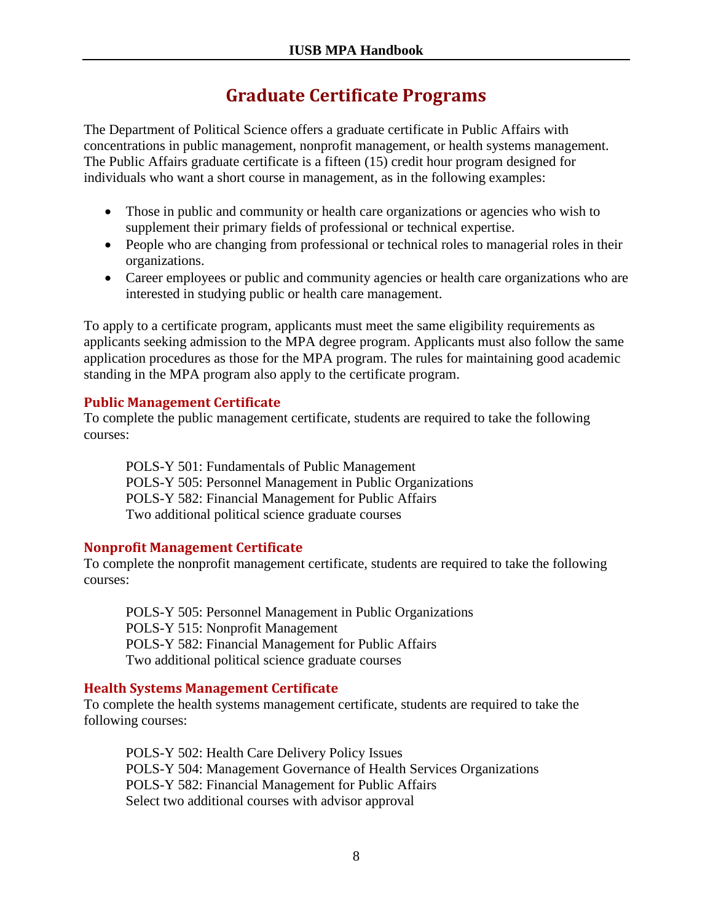# Graduate Certificate Programs

The Department of Political Science offers a graduate certificate in Public Affairs with concentrations in public management, nonprofit management, or health systems management. The Public Affairs graduate certificate is a fifteen (15) credit hour program designed for individuals who want a short course in management, as in the following examples:

- Those in public and community or health care organizations or agencies who wish to supplement their primary fields of professional or technical expertise.
- People who are changing from professional or technical roles to managerial roles in their organizations.
- Career employees or public and community agencies or health care organizations who are interested in studying public or health care management.

To apply to a certificate program, applicants must meet the same eligibility requirements as applicants seeking admission to the MPA degree program. Applicants must also follow the same application procedures as those for the MPA program. The rules for maintaining good academic standing in the MPA program also apply to the certificate program.

### Public Management Certificate

To complete the public management certificate, students are required to take the following courses:

POLS-Y 501: Fundamentals of Public Management
POLS-Y 505: Personnel Management in Public Organizations
POLS-Y 582: Financial Management for Public Affairs
Two additional political science graduate courses

### Nonprofit Management Certificate

To complete the nonprofit management certificate, students are required to take the following courses:

POLS-Y 505: Personnel Management in Public Organizations
POLS-Y 515: Nonprofit Management
POLS-Y 582: Financial Management for Public Affairs
Two additional political science graduate courses

### Health Systems Management Certificate

To complete the health systems management certificate, students are required to take the following courses:

POLS-Y 502: Health Care Delivery Policy Issues
POLS-Y 504: Management Governance of Health Services Organizations
POLS-Y 582: Financial Management for Public Affairs
Select two additional courses with advisor approval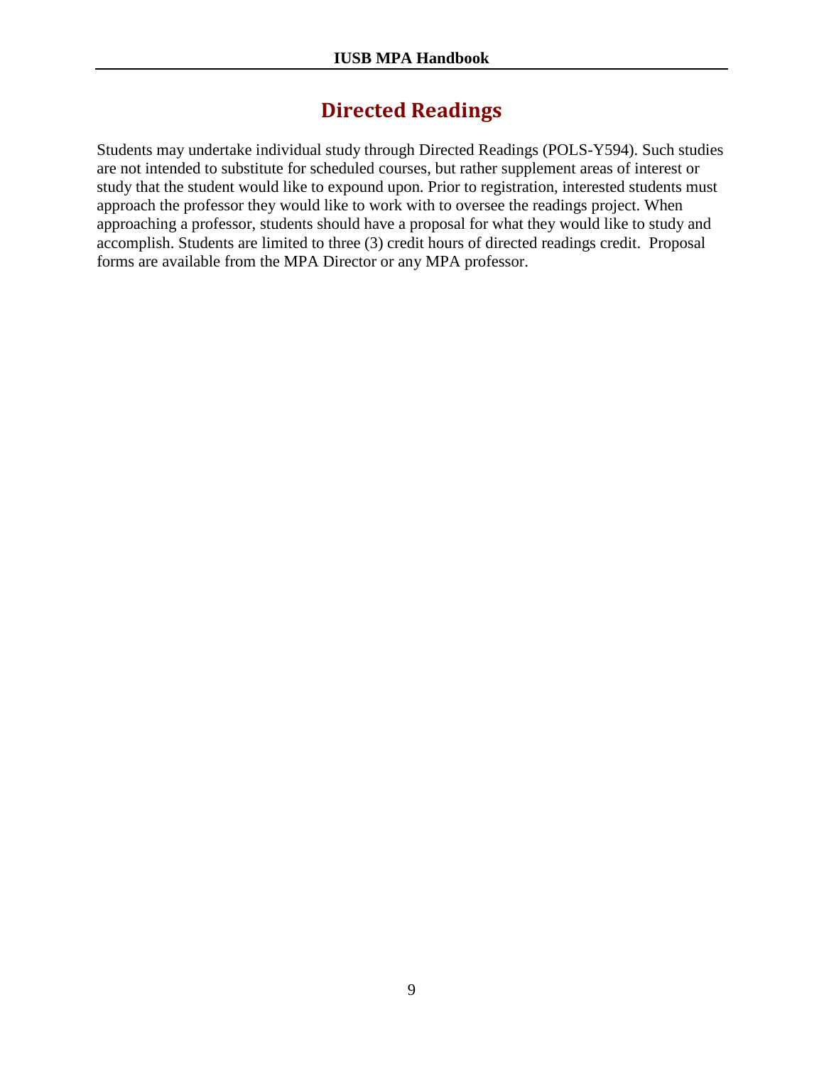# Directed Readings

Students may undertake individual study through Directed Readings (POLS-Y594). Such studies are not intended to substitute for scheduled courses, but rather supplement areas of interest or study that the student would like to expound upon. Prior to registration, interested students must approach the professor they would like to work with to oversee the readings project. When approaching a professor, students should have a proposal for what they would like to study and accomplish. Students are limited to three (3) credit hours of directed readings credit. Proposal forms are available from the MPA Director or any MPA professor.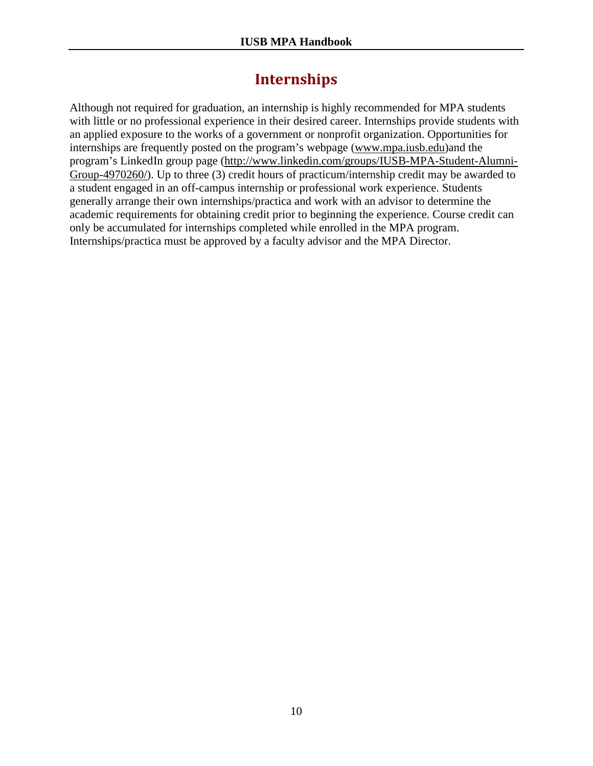# Internships

Although not required for graduation, an internship is highly recommended for MPA students with little or no professional experience in their desired career. Internships provide students with an applied exposure to the works of a government or nonprofit organization. Opportunities for internships are frequently posted on the program's webpage (www.mpa.iusb.edu)and the program's LinkedIn group page (http://www.linkedin.com/groups/IUSB-MPA-Student-Alumni-Group-4970260/). Up to three (3) credit hours of practicum/internship credit may be awarded to a student engaged in an off-campus internship or professional work experience. Students generally arrange their own internships/practica and work with an advisor to determine the academic requirements for obtaining credit prior to beginning the experience. Course credit can only be accumulated for internships completed while enrolled in the MPA program. Internships/practica must be approved by a faculty advisor and the MPA Director.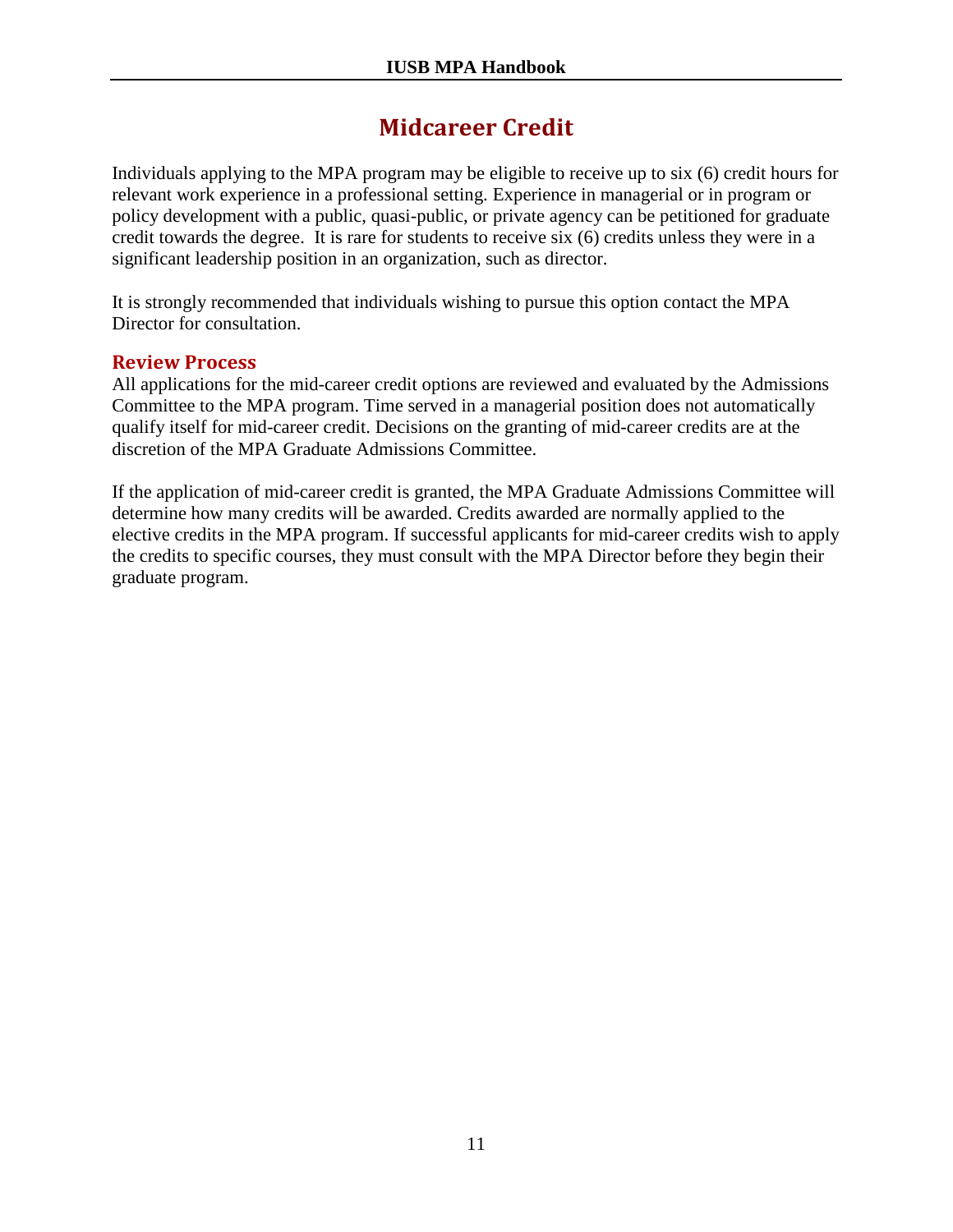# Midcareer Credit

Individuals applying to the MPA program may be eligible to receive up to six (6) credit hours for relevant work experience in a professional setting. Experience in managerial or in program or policy development with a public, quasi-public, or private agency can be petitioned for graduate credit towards the degree. It is rare for students to receive six (6) credits unless they were in a significant leadership position in an organization, such as director.

It is strongly recommended that individuals wishing to pursue this option contact the MPA Director for consultation.

## Review Process

All applications for the mid-career credit options are reviewed and evaluated by the Admissions Committee to the MPA program. Time served in a managerial position does not automatically qualify itself for mid-career credit. Decisions on the granting of mid-career credits are at the discretion of the MPA Graduate Admissions Committee.

If the application of mid-career credit is granted, the MPA Graduate Admissions Committee will determine how many credits will be awarded. Credits awarded are normally applied to the elective credits in the MPA program. If successful applicants for mid-career credits wish to apply the credits to specific courses, they must consult with the MPA Director before they begin their graduate program.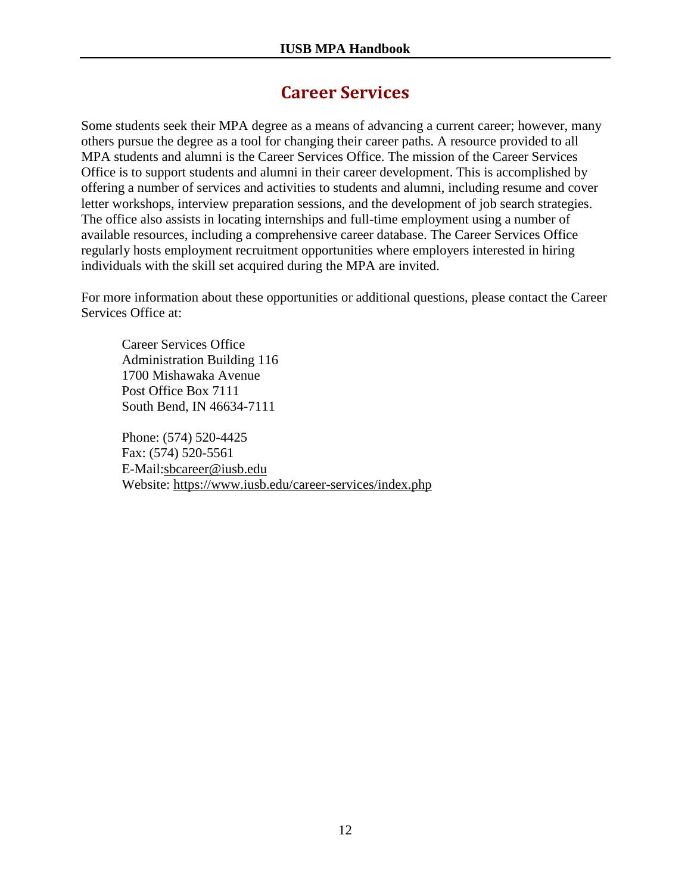# Career Services

Some students seek their MPA degree as a means of advancing a current career; however, many others pursue the degree as a tool for changing their career paths. A resource provided to all MPA students and alumni is the Career Services Office. The mission of the Career Services Office is to support students and alumni in their career development. This is accomplished by offering a number of services and activities to students and alumni, including resume and cover letter workshops, interview preparation sessions, and the development of job search strategies. The office also assists in locating internships and full-time employment using a number of available resources, including a comprehensive career database. The Career Services Office regularly hosts employment recruitment opportunities where employers interested in hiring individuals with the skill set acquired during the MPA are invited.

For more information about these opportunities or additional questions, please contact the Career Services Office at:

Career Services Office
Administration Building 116
1700 Mishawaka Avenue
Post Office Box 7111
South Bend, IN 46634-7111

Phone: (574) 520-4425
Fax: (574) 520-5561
E-Mail:sbcareer@iusb.edu
Website: https://www.iusb.edu/career-services/index.php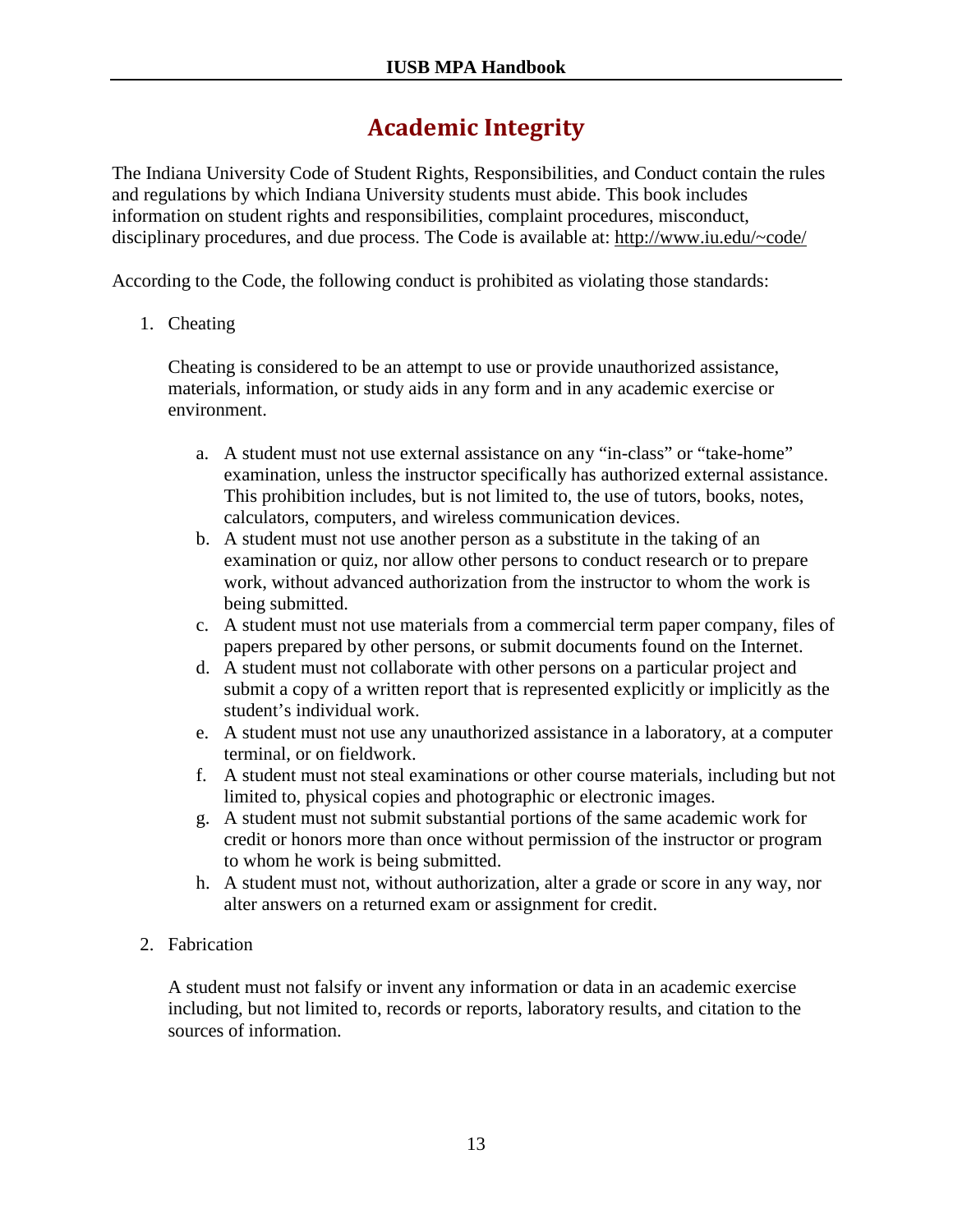# Academic Integrity

The Indiana University Code of Student Rights, Responsibilities, and Conduct contain the rules and regulations by which Indiana University students must abide. This book includes information on student rights and responsibilities, complaint procedures, misconduct, disciplinary procedures, and due process. The Code is available at: http://www.iu.edu/~code/

According to the Code, the following conduct is prohibited as violating those standards:

1. Cheating

   Cheating is considered to be an attempt to use or provide unauthorized assistance, materials, information, or study aids in any form and in any academic exercise or environment.

   a. A student must not use external assistance on any "in-class" or "take-home" examination, unless the instructor specifically has authorized external assistance. This prohibition includes, but is not limited to, the use of tutors, books, notes, calculators, computers, and wireless communication devices.
   b. A student must not use another person as a substitute in the taking of an examination or quiz, nor allow other persons to conduct research or to prepare work, without advanced authorization from the instructor to whom the work is being submitted.
   c. A student must not use materials from a commercial term paper company, files of papers prepared by other persons, or submit documents found on the Internet.
   d. A student must not collaborate with other persons on a particular project and submit a copy of a written report that is represented explicitly or implicitly as the student's individual work.
   e. A student must not use any unauthorized assistance in a laboratory, at a computer terminal, or on fieldwork.
   f. A student must not steal examinations or other course materials, including but not limited to, physical copies and photographic or electronic images.
   g. A student must not submit substantial portions of the same academic work for credit or honors more than once without permission of the instructor or program to whom he work is being submitted.
   h. A student must not, without authorization, alter a grade or score in any way, nor alter answers on a returned exam or assignment for credit.

2. Fabrication

   A student must not falsify or invent any information or data in an academic exercise including, but not limited to, records or reports, laboratory results, and citation to the sources of information.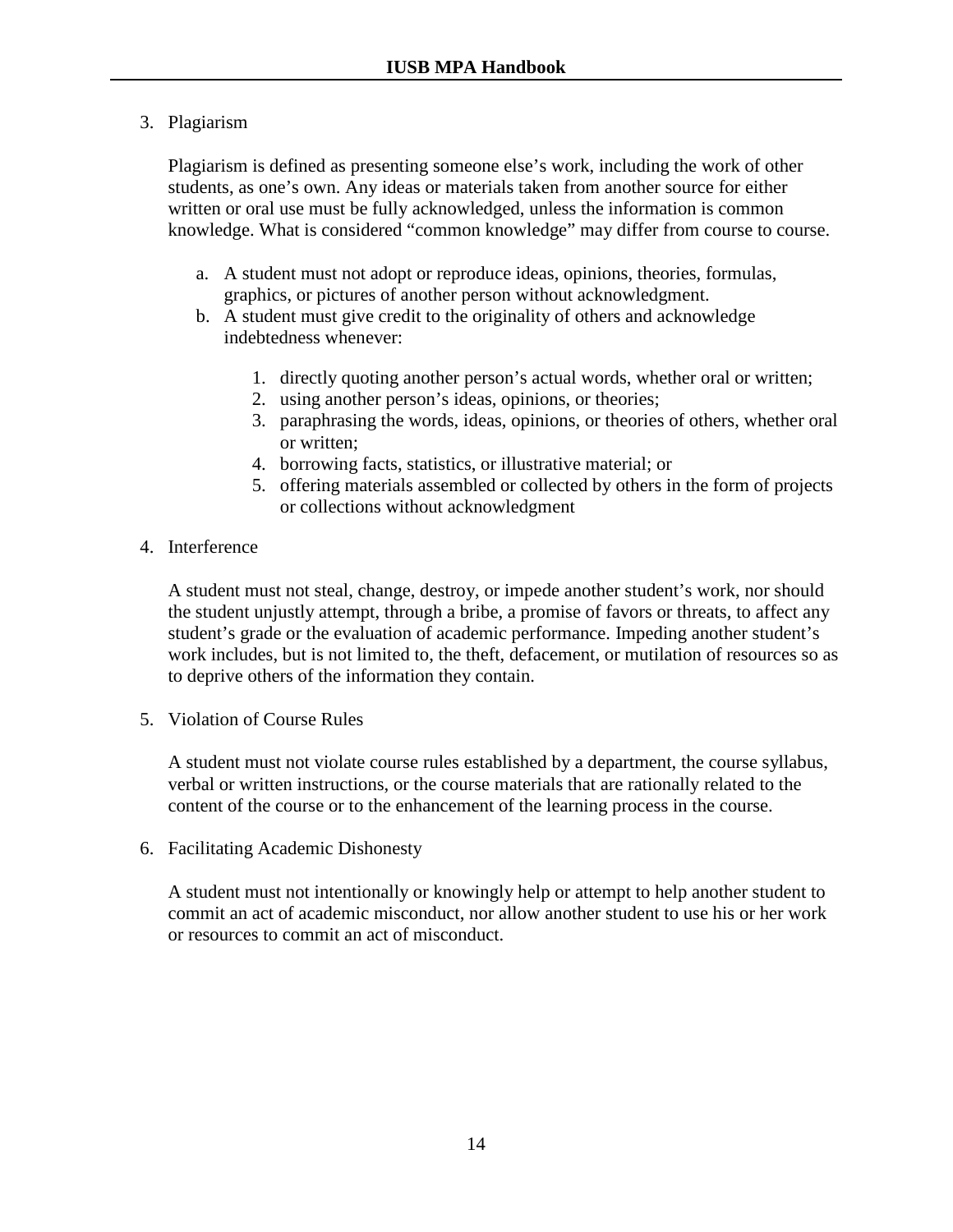3. Plagiarism

   Plagiarism is defined as presenting someone else's work, including the work of other students, as one's own. Any ideas or materials taken from another source for either written or oral use must be fully acknowledged, unless the information is common knowledge. What is considered "common knowledge" may differ from course to course.

   a. A student must not adopt or reproduce ideas, opinions, theories, formulas, graphics, or pictures of another person without acknowledgment.
   b. A student must give credit to the originality of others and acknowledge indebtedness whenever:

      1. directly quoting another person's actual words, whether oral or written;
      2. using another person's ideas, opinions, or theories;
      3. paraphrasing the words, ideas, opinions, or theories of others, whether oral or written;
      4. borrowing facts, statistics, or illustrative material; or
      5. offering materials assembled or collected by others in the form of projects or collections without acknowledgment

4. Interference

   A student must not steal, change, destroy, or impede another student's work, nor should the student unjustly attempt, through a bribe, a promise of favors or threats, to affect any student's grade or the evaluation of academic performance. Impeding another student's work includes, but is not limited to, the theft, defacement, or mutilation of resources so as to deprive others of the information they contain.

5. Violation of Course Rules

   A student must not violate course rules established by a department, the course syllabus, verbal or written instructions, or the course materials that are rationally related to the content of the course or to the enhancement of the learning process in the course.

6. Facilitating Academic Dishonesty

   A student must not intentionally or knowingly help or attempt to help another student to commit an act of academic misconduct, nor allow another student to use his or her work or resources to commit an act of misconduct.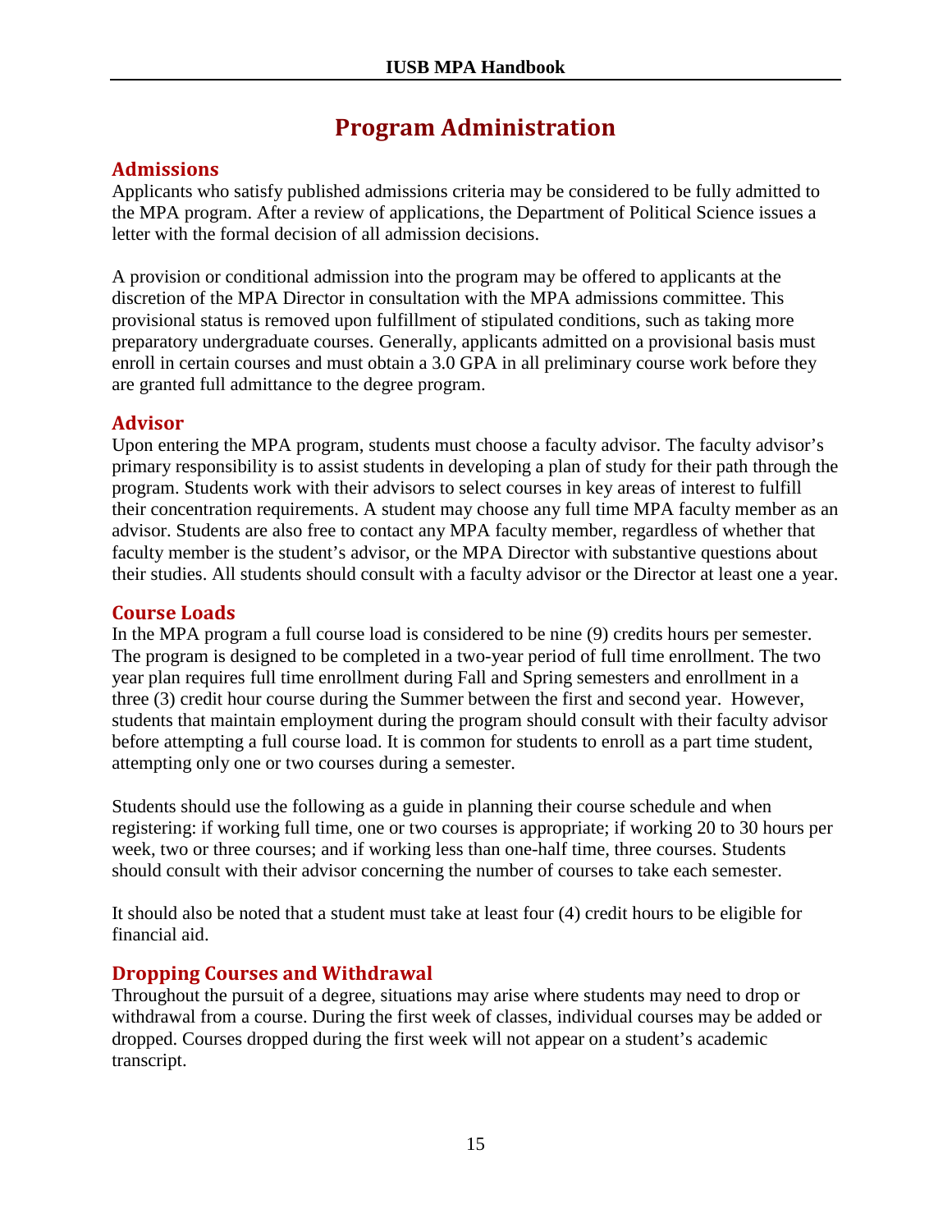# Program Administration

## Admissions

Applicants who satisfy published admissions criteria may be considered to be fully admitted to the MPA program. After a review of applications, the Department of Political Science issues a letter with the formal decision of all admission decisions.

A provision or conditional admission into the program may be offered to applicants at the discretion of the MPA Director in consultation with the MPA admissions committee. This provisional status is removed upon fulfillment of stipulated conditions, such as taking more preparatory undergraduate courses. Generally, applicants admitted on a provisional basis must enroll in certain courses and must obtain a 3.0 GPA in all preliminary course work before they are granted full admittance to the degree program.

## Advisor

Upon entering the MPA program, students must choose a faculty advisor. The faculty advisor's primary responsibility is to assist students in developing a plan of study for their path through the program. Students work with their advisors to select courses in key areas of interest to fulfill their concentration requirements. A student may choose any full time MPA faculty member as an advisor. Students are also free to contact any MPA faculty member, regardless of whether that faculty member is the student's advisor, or the MPA Director with substantive questions about their studies. All students should consult with a faculty advisor or the Director at least one a year.

## Course Loads

In the MPA program a full course load is considered to be nine (9) credits hours per semester. The program is designed to be completed in a two-year period of full time enrollment. The two year plan requires full time enrollment during Fall and Spring semesters and enrollment in a three (3) credit hour course during the Summer between the first and second year. However, students that maintain employment during the program should consult with their faculty advisor before attempting a full course load. It is common for students to enroll as a part time student, attempting only one or two courses during a semester.

Students should use the following as a guide in planning their course schedule and when registering: if working full time, one or two courses is appropriate; if working 20 to 30 hours per week, two or three courses; and if working less than one-half time, three courses. Students should consult with their advisor concerning the number of courses to take each semester.

It should also be noted that a student must take at least four (4) credit hours to be eligible for financial aid.

## Dropping Courses and Withdrawal

Throughout the pursuit of a degree, situations may arise where students may need to drop or withdrawal from a course. During the first week of classes, individual courses may be added or dropped. Courses dropped during the first week will not appear on a student's academic transcript.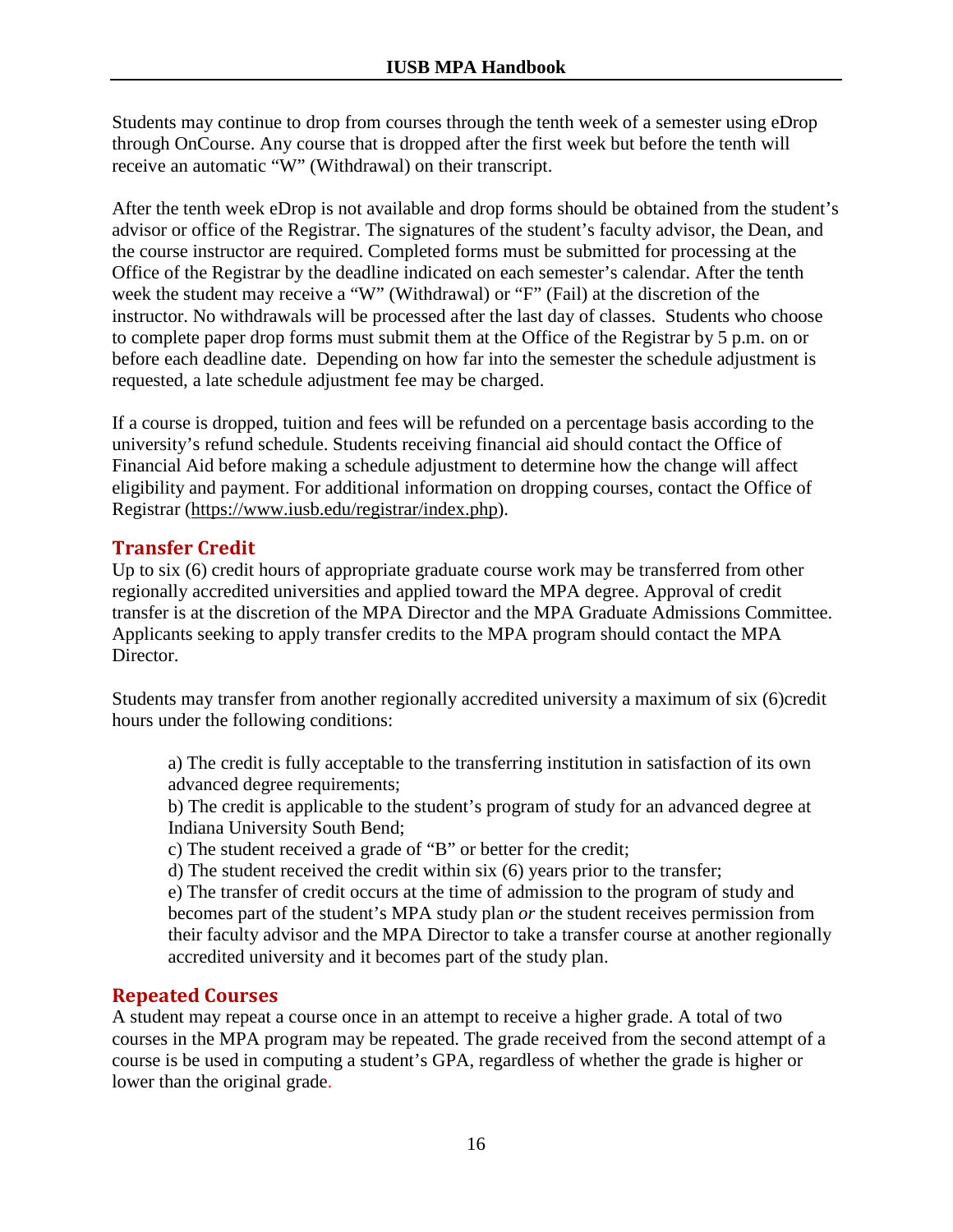Students may continue to drop from courses through the tenth week of a semester using eDrop through OnCourse. Any course that is dropped after the first week but before the tenth will receive an automatic "W" (Withdrawal) on their transcript.

After the tenth week eDrop is not available and drop forms should be obtained from the student's advisor or office of the Registrar. The signatures of the student's faculty advisor, the Dean, and the course instructor are required. Completed forms must be submitted for processing at the Office of the Registrar by the deadline indicated on each semester's calendar. After the tenth week the student may receive a "W" (Withdrawal) or "F" (Fail) at the discretion of the instructor. No withdrawals will be processed after the last day of classes. Students who choose to complete paper drop forms must submit them at the Office of the Registrar by 5 p.m. on or before each deadline date. Depending on how far into the semester the schedule adjustment is requested, a late schedule adjustment fee may be charged.

If a course is dropped, tuition and fees will be refunded on a percentage basis according to the university's refund schedule. Students receiving financial aid should contact the Office of Financial Aid before making a schedule adjustment to determine how the change will affect eligibility and payment. For additional information on dropping courses, contact the Office of Registrar (https://www.iusb.edu/registrar/index.php).

## Transfer Credit

Up to six (6) credit hours of appropriate graduate course work may be transferred from other regionally accredited universities and applied toward the MPA degree. Approval of credit transfer is at the discretion of the MPA Director and the MPA Graduate Admissions Committee. Applicants seeking to apply transfer credits to the MPA program should contact the MPA Director.

Students may transfer from another regionally accredited university a maximum of six (6)credit hours under the following conditions:

a) The credit is fully acceptable to the transferring institution in satisfaction of its own advanced degree requirements;
b) The credit is applicable to the student's program of study for an advanced degree at Indiana University South Bend;
c) The student received a grade of "B" or better for the credit;
d) The student received the credit within six (6) years prior to the transfer;
e) The transfer of credit occurs at the time of admission to the program of study and becomes part of the student's MPA study plan *or* the student receives permission from their faculty advisor and the MPA Director to take a transfer course at another regionally accredited university and it becomes part of the study plan.

## Repeated Courses

A student may repeat a course once in an attempt to receive a higher grade. A total of two courses in the MPA program may be repeated. The grade received from the second attempt of a course is be used in computing a student's GPA, regardless of whether the grade is higher or lower than the original grade.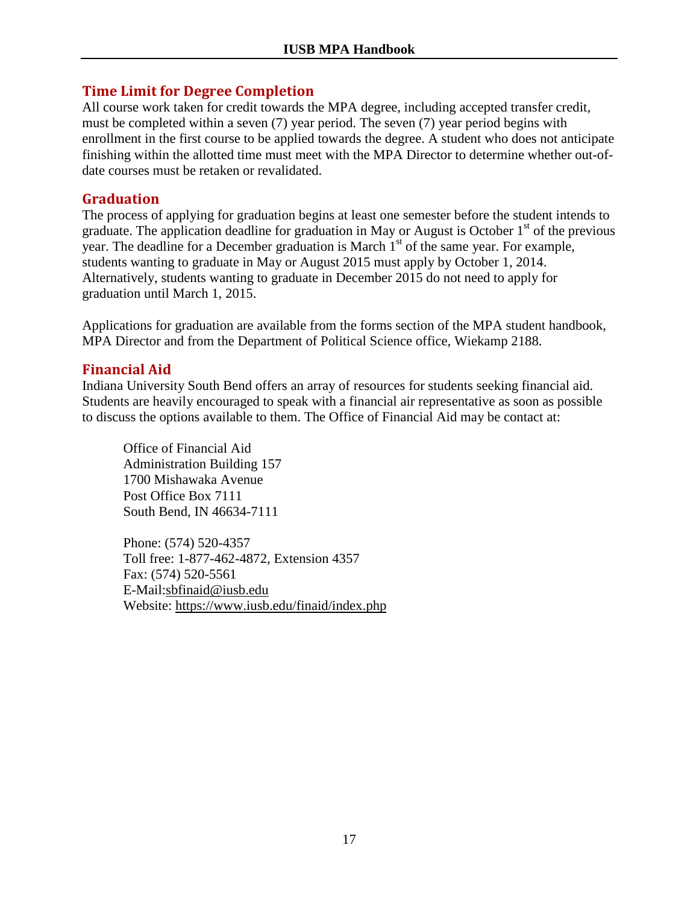## Time Limit for Degree Completion

All course work taken for credit towards the MPA degree, including accepted transfer credit, must be completed within a seven (7) year period. The seven (7) year period begins with enrollment in the first course to be applied towards the degree. A student who does not anticipate finishing within the allotted time must meet with the MPA Director to determine whether out-of-date courses must be retaken or revalidated.

## Graduation

The process of applying for graduation begins at least one semester before the student intends to graduate. The application deadline for graduation in May or August is October 1st of the previous year. The deadline for a December graduation is March 1st of the same year. For example, students wanting to graduate in May or August 2015 must apply by October 1, 2014. Alternatively, students wanting to graduate in December 2015 do not need to apply for graduation until March 1, 2015.

Applications for graduation are available from the forms section of the MPA student handbook, MPA Director and from the Department of Political Science office, Wiekamp 2188.

## Financial Aid

Indiana University South Bend offers an array of resources for students seeking financial aid. Students are heavily encouraged to speak with a financial air representative as soon as possible to discuss the options available to them. The Office of Financial Aid may be contact at:

Office of Financial Aid
Administration Building 157
1700 Mishawaka Avenue
Post Office Box 7111
South Bend, IN 46634-7111

Phone: (574) 520-4357
Toll free: 1-877-462-4872, Extension 4357
Fax: (574) 520-5561
E-Mail:sbfinaid@iusb.edu
Website: https://www.iusb.edu/finaid/index.php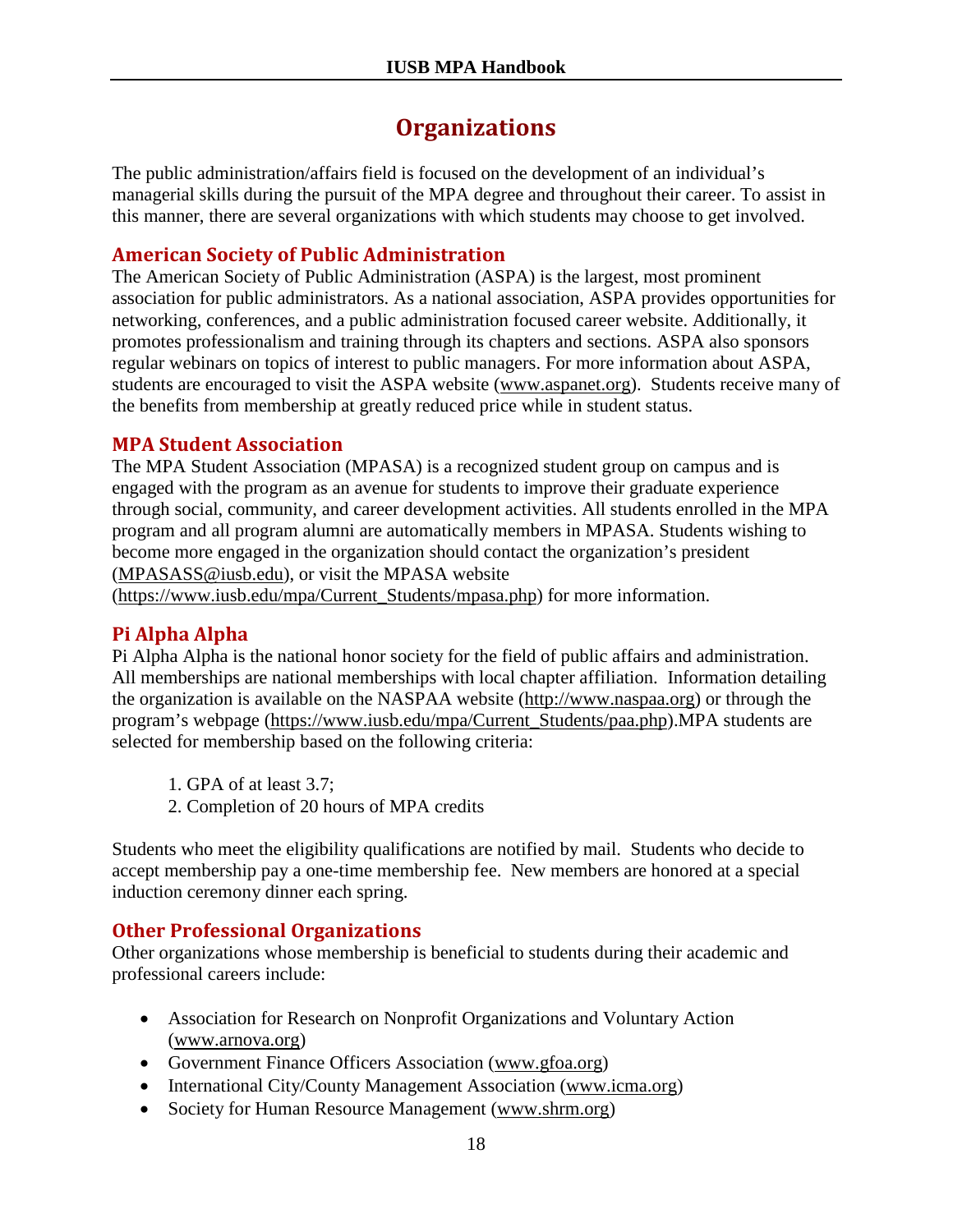# Organizations

The public administration/affairs field is focused on the development of an individual's managerial skills during the pursuit of the MPA degree and throughout their career. To assist in this manner, there are several organizations with which students may choose to get involved.

## American Society of Public Administration

The American Society of Public Administration (ASPA) is the largest, most prominent association for public administrators. As a national association, ASPA provides opportunities for networking, conferences, and a public administration focused career website. Additionally, it promotes professionalism and training through its chapters and sections. ASPA also sponsors regular webinars on topics of interest to public managers. For more information about ASPA, students are encouraged to visit the ASPA website (www.aspanet.org). Students receive many of the benefits from membership at greatly reduced price while in student status.

## MPA Student Association

The MPA Student Association (MPASA) is a recognized student group on campus and is engaged with the program as an avenue for students to improve their graduate experience through social, community, and career development activities. All students enrolled in the MPA program and all program alumni are automatically members in MPASA. Students wishing to become more engaged in the organization should contact the organization's president (MPASASS@iusb.edu), or visit the MPASA website (https://www.iusb.edu/mpa/Current_Students/mpasa.php) for more information.

## Pi Alpha Alpha

Pi Alpha Alpha is the national honor society for the field of public affairs and administration. All memberships are national memberships with local chapter affiliation. Information detailing the organization is available on the NASPAA website (http://www.naspaa.org) or through the program's webpage (https://www.iusb.edu/mpa/Current_Students/paa.php).MPA students are selected for membership based on the following criteria:

1. GPA of at least 3.7;
2. Completion of 20 hours of MPA credits

Students who meet the eligibility qualifications are notified by mail. Students who decide to accept membership pay a one-time membership fee. New members are honored at a special induction ceremony dinner each spring.

## Other Professional Organizations

Other organizations whose membership is beneficial to students during their academic and professional careers include:

- Association for Research on Nonprofit Organizations and Voluntary Action (www.arnova.org)
- Government Finance Officers Association (www.gfoa.org)
- International City/County Management Association (www.icma.org)
- Society for Human Resource Management (www.shrm.org)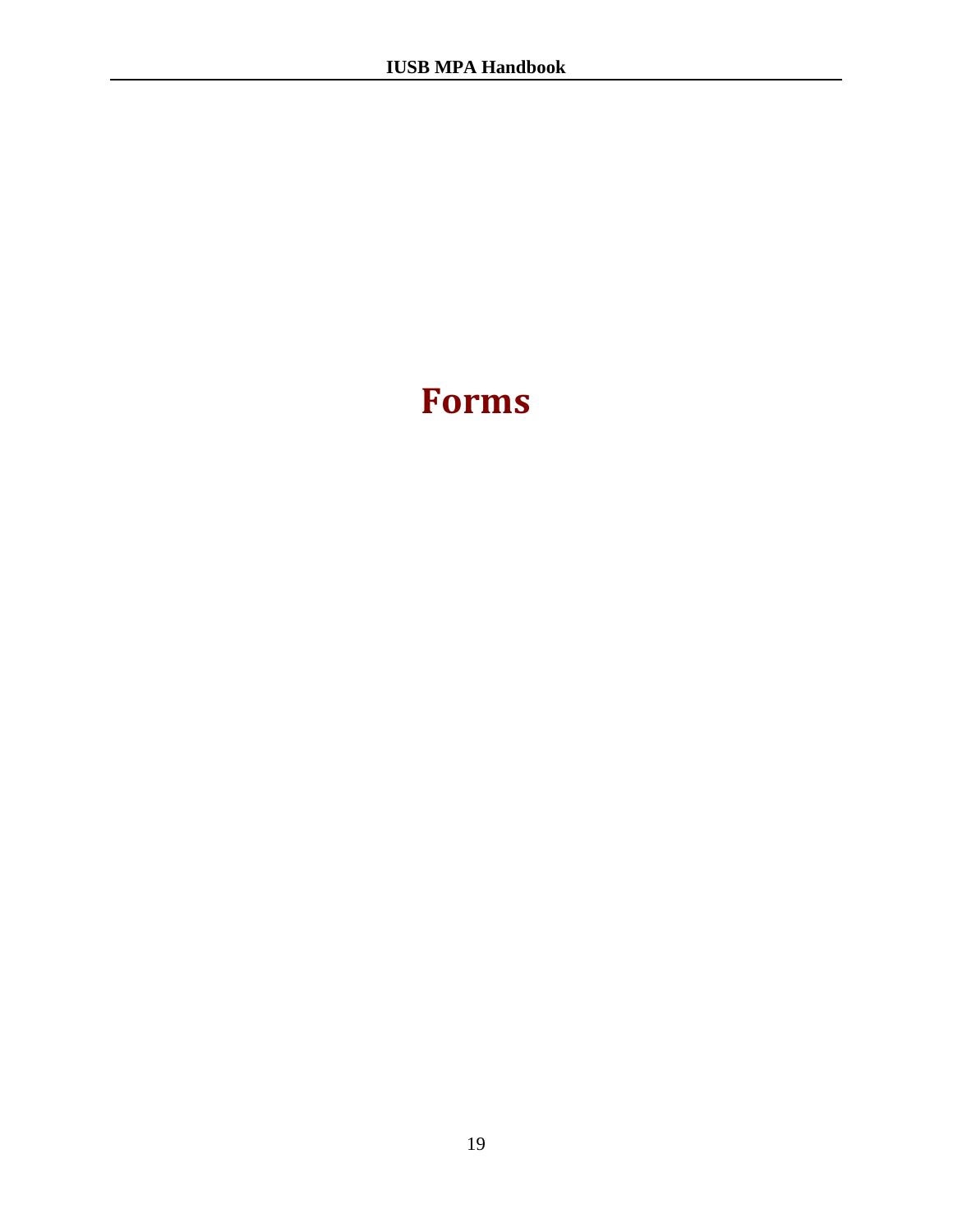# Forms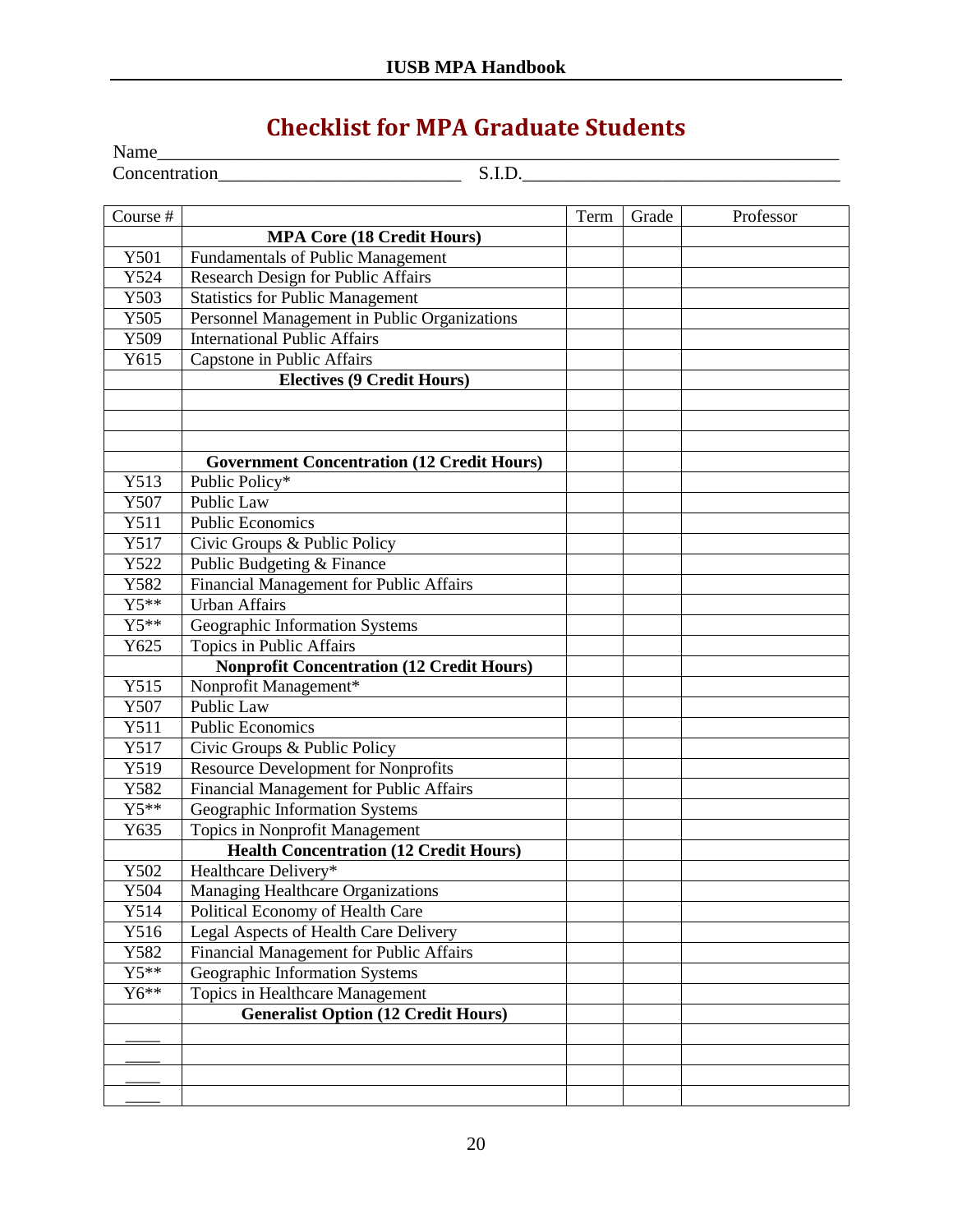# Checklist for MPA Graduate Students

Name\_\_\_\_\_\_\_\_\_\_\_\_\_\_\_\_\_\_\_\_\_\_\_\_\_\_\_\_\_\_\_\_\_\_\_\_\_\_\_\_\_\_\_\_\_\_\_\_\_\_\_\_\_\_\_\_\_\_\_\_\_\_\_\_\_\_

Concentration\_\_\_\_\_\_\_\_\_\_\_\_\_\_\_\_\_\_\_\_\_\_\_\_\_\_ S.I.D.\_\_\_\_\_\_\_\_\_\_\_\_\_\_\_\_\_\_\_\_\_\_\_\_\_\_\_\_\_\_\_\_\_

| Course # | | Term | Grade | Professor |
|---|---|---|---|---|
| | **MPA Core (18 Credit Hours)** | | | |
| Y501 | Fundamentals of Public Management | | | |
| Y524 | Research Design for Public Affairs | | | |
| Y503 | Statistics for Public Management | | | |
| Y505 | Personnel Management in Public Organizations | | | |
| Y509 | International Public Affairs | | | |
| Y615 | Capstone in Public Affairs | | | |
| | **Electives (9 Credit Hours)** | | | |
| | | | | |
| | | | | |
| | | | | |
| | **Government Concentration (12 Credit Hours)** | | | |
| Y513 | Public Policy* | | | |
| Y507 | Public Law | | | |
| Y511 | Public Economics | | | |
| Y517 | Civic Groups & Public Policy | | | |
| Y522 | Public Budgeting & Finance | | | |
| Y582 | Financial Management for Public Affairs | | | |
| Y5** | Urban Affairs | | | |
| Y5** | Geographic Information Systems | | | |
| Y625 | Topics in Public Affairs | | | |
| | **Nonprofit Concentration (12 Credit Hours)** | | | |
| Y515 | Nonprofit Management* | | | |
| Y507 | Public Law | | | |
| Y511 | Public Economics | | | |
| Y517 | Civic Groups & Public Policy | | | |
| Y519 | Resource Development for Nonprofits | | | |
| Y582 | Financial Management for Public Affairs | | | |
| Y5** | Geographic Information Systems | | | |
| Y635 | Topics in Nonprofit Management | | | |
| | **Health Concentration (12 Credit Hours)** | | | |
| Y502 | Healthcare Delivery* | | | |
| Y504 | Managing Healthcare Organizations | | | |
| Y514 | Political Economy of Health Care | | | |
| Y516 | Legal Aspects of Health Care Delivery | | | |
| Y582 | Financial Management for Public Affairs | | | |
| Y5** | Geographic Information Systems | | | |
| Y6** | Topics in Healthcare Management | | | |
| | **Generalist Option (12 Credit Hours)** | | | |
| \_\_\_\_ | | | | |
| \_\_\_\_ | | | | |
| \_\_\_\_ | | | | |
| \_\_\_\_ | | | | |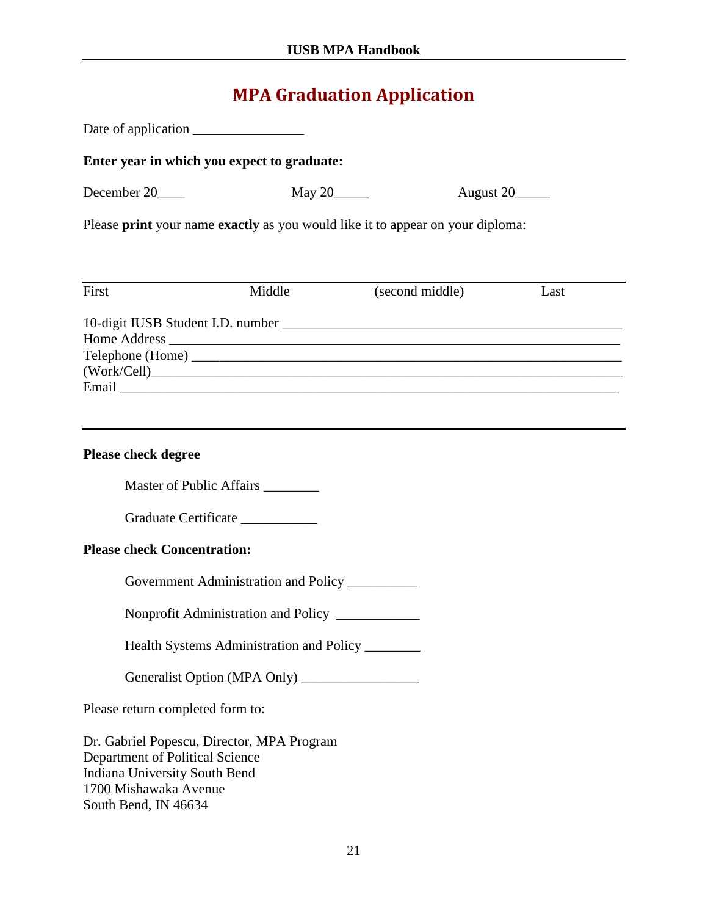# MPA Graduation Application

Date of application ________________

**Enter year in which you expect to graduate:**

December 20____ May 20_____ August 20_____

Please **print** your name **exactly** as you would like it to appear on your diploma:

| First | Middle | (second middle) | Last |
|---|---|---|---|

10-digit IUSB Student I.D. number ______________________________________________

Home Address ___________________________________________________________

Telephone (Home) ________________________________________________________

(Work/Cell)______________________________________________________________

Email _________________________________________________________________

---

**Please check degree**

Master of Public Affairs ________

Graduate Certificate ___________

**Please check Concentration:**

Government Administration and Policy __________

Nonprofit Administration and Policy ____________

Health Systems Administration and Policy ________

Generalist Option (MPA Only) _________________

Please return completed form to:

Dr. Gabriel Popescu, Director, MPA Program
Department of Political Science
Indiana University South Bend
1700 Mishawaka Avenue
South Bend, IN 46634